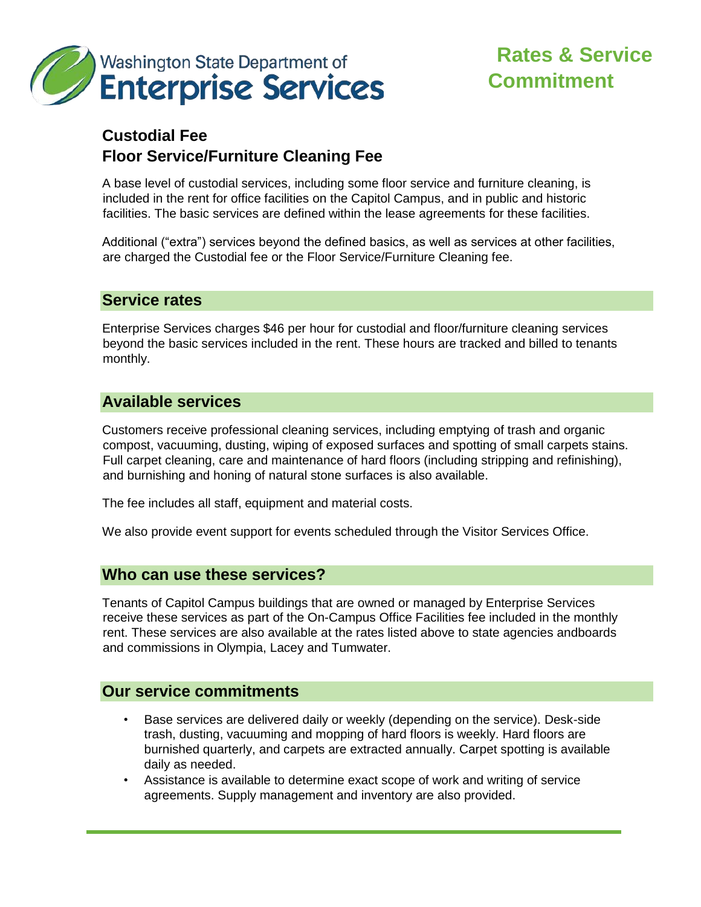Washington State Department of **Enterprise Services**

# Rates & Service Commitment

## Custodial Fee
## Floor Service/Furniture Cleaning Fee

A base level of custodial services, including some floor service and furniture cleaning, is included in the rent for office facilities on the Capitol Campus, and in public and historic facilities. The basic services are defined within the lease agreements for these facilities.

Additional ("extra") services beyond the defined basics, as well as services at other facilities, are charged the Custodial fee or the Floor Service/Furniture Cleaning fee.

## Service rates

Enterprise Services charges $46 per hour for custodial and floor/furniture cleaning services beyond the basic services included in the rent. These hours are tracked and billed to tenants monthly.

## Available services

Customers receive professional cleaning services, including emptying of trash and organic compost, vacuuming, dusting, wiping of exposed surfaces and spotting of small carpets stains. Full carpet cleaning, care and maintenance of hard floors (including stripping and refinishing), and burnishing and honing of natural stone surfaces is also available.

The fee includes all staff, equipment and material costs.

We also provide event support for events scheduled through the Visitor Services Office.

## Who can use these services?

Tenants of Capitol Campus buildings that are owned or managed by Enterprise Services receive these services as part of the On-Campus Office Facilities fee included in the monthly rent. These services are also available at the rates listed above to state agencies andboards and commissions in Olympia, Lacey and Tumwater.

## Our service commitments

- Base services are delivered daily or weekly (depending on the service). Desk-side trash, dusting, vacuuming and mopping of hard floors is weekly. Hard floors are burnished quarterly, and carpets are extracted annually. Carpet spotting is available daily as needed.
- Assistance is available to determine exact scope of work and writing of service agreements. Supply management and inventory are also provided.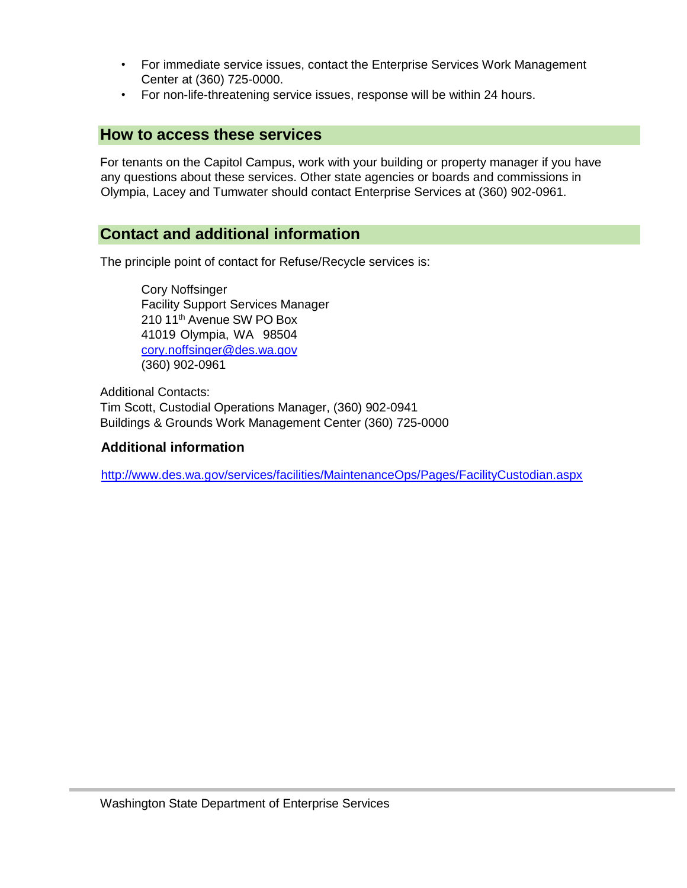- For immediate service issues, contact the Enterprise Services Work Management Center at (360) 725-0000.
- For non-life-threatening service issues, response will be within 24 hours.

## How to access these services

For tenants on the Capitol Campus, work with your building or property manager if you have any questions about these services. Other state agencies or boards and commissions in Olympia, Lacey and Tumwater should contact Enterprise Services at (360) 902-0961.

## Contact and additional information

The principle point of contact for Refuse/Recycle services is:

> Cory Noffsinger  
> Facility Support Services Manager  
> 210 11th Avenue SW PO Box  
> 41019 Olympia, WA 98504  
> [cory.noffsinger@des.wa.gov](mailto:cory.noffsinger@des.wa.gov)  
> (360) 902-0961

Additional Contacts:  
Tim Scott, Custodial Operations Manager, (360) 902-0941  
Buildings & Grounds Work Management Center (360) 725-0000

### Additional information

[http://www.des.wa.gov/services/facilities/MaintenanceOps/Pages/FacilityCustodian.aspx](http://www.des.wa.gov/services/facilities/MaintenanceOps/Pages/FacilityCustodian.aspx)